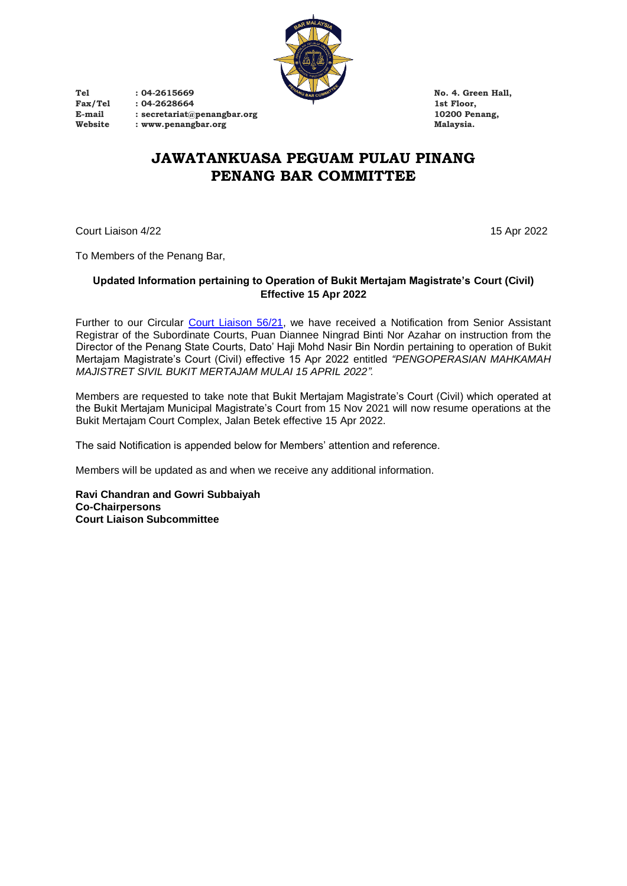Tel : 04-2615669
Fax/Tel : 04-2628664
E-mail : secretariat@penangbar.org
Website : www.penangbar.org

No. 4. Green Hall,
1st Floor,
10200 Penang,
Malaysia.

# JAWATANKUASA PEGUAM PULAU PINANG
# PENANG BAR COMMITTEE

Court Liaison 4/22

15 Apr 2022

To Members of the Penang Bar,

**Updated Information pertaining to Operation of Bukit Mertajam Magistrate's Court (Civil) Effective 15 Apr 2022**

Further to our Circular Court Liaison 56/21, we have received a Notification from Senior Assistant Registrar of the Subordinate Courts, Puan Diannee Ningrad Binti Nor Azahar on instruction from the Director of the Penang State Courts, Dato' Haji Mohd Nasir Bin Nordin pertaining to operation of Bukit Mertajam Magistrate's Court (Civil) effective 15 Apr 2022 entitled *"PENGOPERASIAN MAHKAMAH MAJISTRET SIVIL BUKIT MERTAJAM MULAI 15 APRIL 2022".*

Members are requested to take note that Bukit Mertajam Magistrate's Court (Civil) which operated at the Bukit Mertajam Municipal Magistrate's Court from 15 Nov 2021 will now resume operations at the Bukit Mertajam Court Complex, Jalan Betek effective 15 Apr 2022.

The said Notification is appended below for Members' attention and reference.

Members will be updated as and when we receive any additional information.

**Ravi Chandran and Gowri Subbaiyah**
**Co-Chairpersons**
**Court Liaison Subcommittee**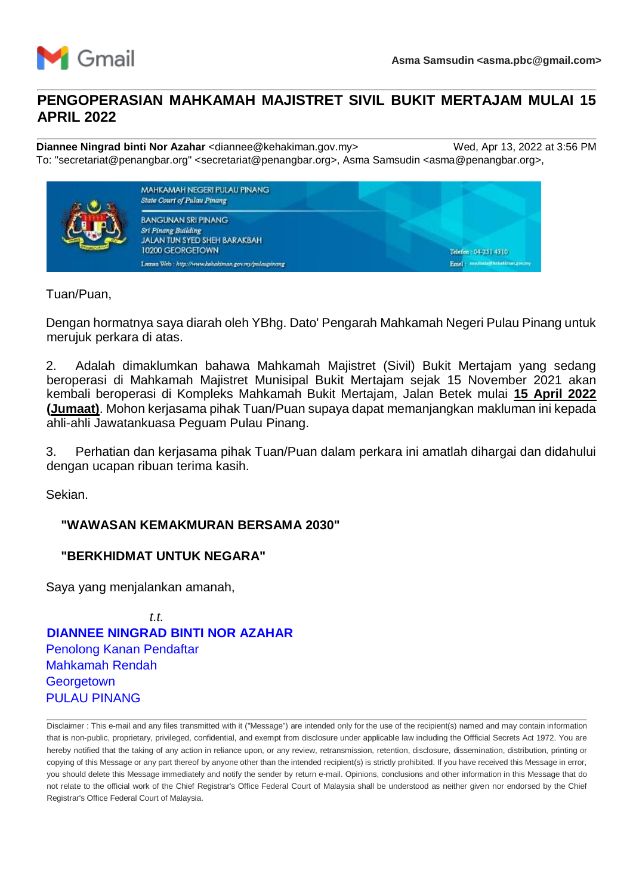Gmail

**Asma Samsudin <asma.pbc@gmail.com>**

# PENGOPERASIAN MAHKAMAH MAJISTRET SIVIL BUKIT MERTAJAM MULAI 15 APRIL 2022

**Diannee Ningrad binti Nor Azahar** <diannee@kehakiman.gov.my> Wed, Apr 13, 2022 at 3:56 PM
To: "secretariat@penangbar.org" <secretariat@penangbar.org>, Asma Samsudin <asma@penangbar.org>,

MAHKAMAH NEGERI PULAU PINANG
*State Court of Pulau Pinang*

BANGUNAN SRI PINANG
*Sri Pinang Building*
JALAN TUN SYED SHEH BARAKBAH
10200 GEORGETOWN
Laman Web : http://www.kehakiman.gov.my/pulaupinang

Telefon : 04-251 4310
Emel : 

Tuan/Puan,

Dengan hormatnya saya diarah oleh YBhg. Dato' Pengarah Mahkamah Negeri Pulau Pinang untuk merujuk perkara di atas.

2. Adalah dimaklumkan bahawa Mahkamah Majistret (Sivil) Bukit Mertajam yang sedang beroperasi di Mahkamah Majistret Munisipal Bukit Mertajam sejak 15 November 2021 akan kembali beroperasi di Kompleks Mahkamah Bukit Mertajam, Jalan Betek mulai **15 April 2022 (Jumaat)**. Mohon kerjasama pihak Tuan/Puan supaya dapat memanjangkan makluman ini kepada ahli-ahli Jawatankuasa Peguam Pulau Pinang.

3. Perhatian dan kerjasama pihak Tuan/Puan dalam perkara ini amatlah dihargai dan didahului dengan ucapan ribuan terima kasih.

Sekian.

**"WAWASAN KEMAKMURAN BERSAMA 2030"**

**"BERKHIDMAT UNTUK NEGARA"**

Saya yang menjalankan amanah,

*t.t.*
**DIANNEE NINGRAD BINTI NOR AZAHAR**
Penolong Kanan Pendaftar
Mahkamah Rendah
Georgetown
PULAU PINANG

Disclaimer : This e-mail and any files transmitted with it ("Message") are intended only for the use of the recipient(s) named and may contain information that is non-public, proprietary, privileged, confidential, and exempt from disclosure under applicable law including the Offficial Secrets Act 1972. You are hereby notified that the taking of any action in reliance upon, or any review, retransmission, retention, disclosure, dissemination, distribution, printing or copying of this Message or any part thereof by anyone other than the intended recipient(s) is strictly prohibited. If you have received this Message in error, you should delete this Message immediately and notify the sender by return e-mail. Opinions, conclusions and other information in this Message that do not relate to the official work of the Chief Registrar's Office Federal Court of Malaysia shall be understood as neither given nor endorsed by the Chief Registrar's Office Federal Court of Malaysia.